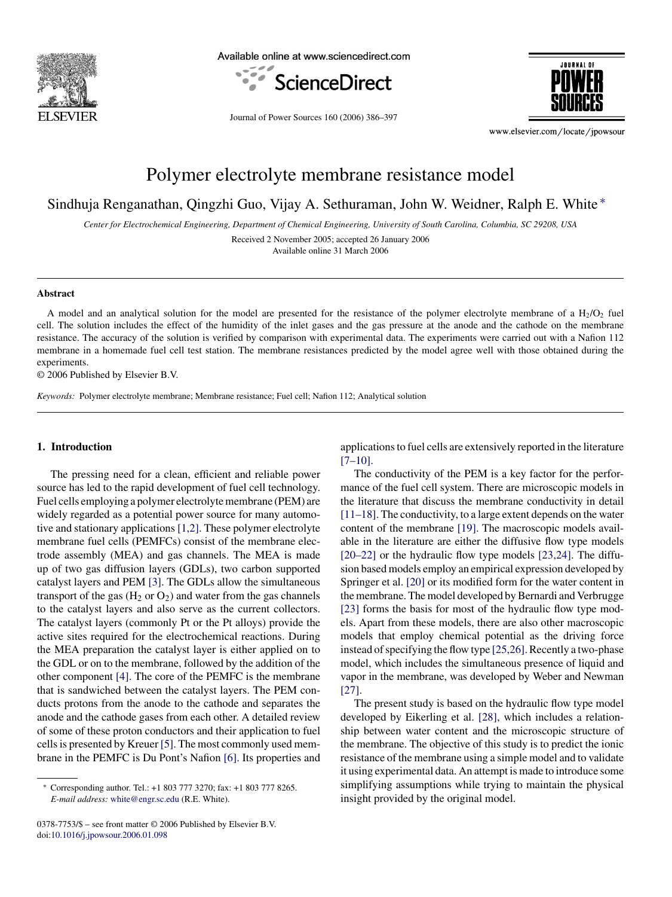# Polymer electrolyte membrane resistance model

Sindhuja Renganathan, Qingzhi Guo, Vijay A. Sethuraman, John W. Weidner, Ralph E. White *

*Center for Electrochemical Engineering, Department of Chemical Engineering, University of South Carolina, Columbia, SC 29208, USA*

Received 2 November 2005; accepted 26 January 2006

Available online 31 March 2006

## Abstract

A model and an analytical solution for the model are presented for the resistance of the polymer electrolyte membrane of a $H_2/O_2$ fuel cell. The solution includes the effect of the humidity of the inlet gases and the gas pressure at the anode and the cathode on the membrane resistance. The accuracy of the solution is verified by comparison with experimental data. The experiments were carried out with a Nafion 112 membrane in a homemade fuel cell test station. The membrane resistances predicted by the model agree well with those obtained during the experiments.

© 2006 Published by Elsevier B.V.

*Keywords:* Polymer electrolyte membrane; Membrane resistance; Fuel cell; Nafion 112; Analytical solution

## 1. Introduction

The pressing need for a clean, efficient and reliable power source has led to the rapid development of fuel cell technology. Fuel cells employing a polymer electrolyte membrane (PEM) are widely regarded as a potential power source for many automotive and stationary applications [1,2]. These polymer electrolyte membrane fuel cells (PEMFCs) consist of the membrane electrode assembly (MEA) and gas channels. The MEA is made up of two gas diffusion layers (GDLs), two carbon supported catalyst layers and PEM [3]. The GDLs allow the simultaneous transport of the gas ($H_2$ or $O_2$) and water from the gas channels to the catalyst layers and also serve as the current collectors. The catalyst layers (commonly Pt or the Pt alloys) provide the active sites required for the electrochemical reactions. During the MEA preparation the catalyst layer is either applied on to the GDL or on to the membrane, followed by the addition of the other component [4]. The core of the PEMFC is the membrane that is sandwiched between the catalyst layers. The PEM conducts protons from the anode to the cathode and separates the anode and the cathode gases from each other. A detailed review of some of these proton conductors and their application to fuel cells is presented by Kreuer [5]. The most commonly used membrane in the PEMFC is Du Pont's Nafion [6]. Its properties and applications to fuel cells are extensively reported in the literature [7–10].

The conductivity of the PEM is a key factor for the performance of the fuel cell system. There are microscopic models in the literature that discuss the membrane conductivity in detail [11–18]. The conductivity, to a large extent depends on the water content of the membrane [19]. The macroscopic models available in the literature are either the diffusive flow type models [20–22] or the hydraulic flow type models [23,24]. The diffusion based models employ an empirical expression developed by Springer et al. [20] or its modified form for the water content in the membrane. The model developed by Bernardi and Verbrugge [23] forms the basis for most of the hydraulic flow type models. Apart from these models, there are also other macroscopic models that employ chemical potential as the driving force instead of specifying the flow type [25,26]. Recently a two-phase model, which includes the simultaneous presence of liquid and vapor in the membrane, was developed by Weber and Newman [27].

The present study is based on the hydraulic flow type model developed by Eikerling et al. [28], which includes a relationship between water content and the microscopic structure of the membrane. The objective of this study is to predict the ionic resistance of the membrane using a simple model and to validate it using experimental data. An attempt is made to introduce some simplifying assumptions while trying to maintain the physical insight provided by the original model.

* Corresponding author. Tel.: +1 803 777 3270; fax: +1 803 777 8265.
*E-mail address:* white@engr.sc.edu (R.E. White).

0378-7753/$ – see front matter © 2006 Published by Elsevier B.V.
doi:10.1016/j.jpowsour.2006.01.098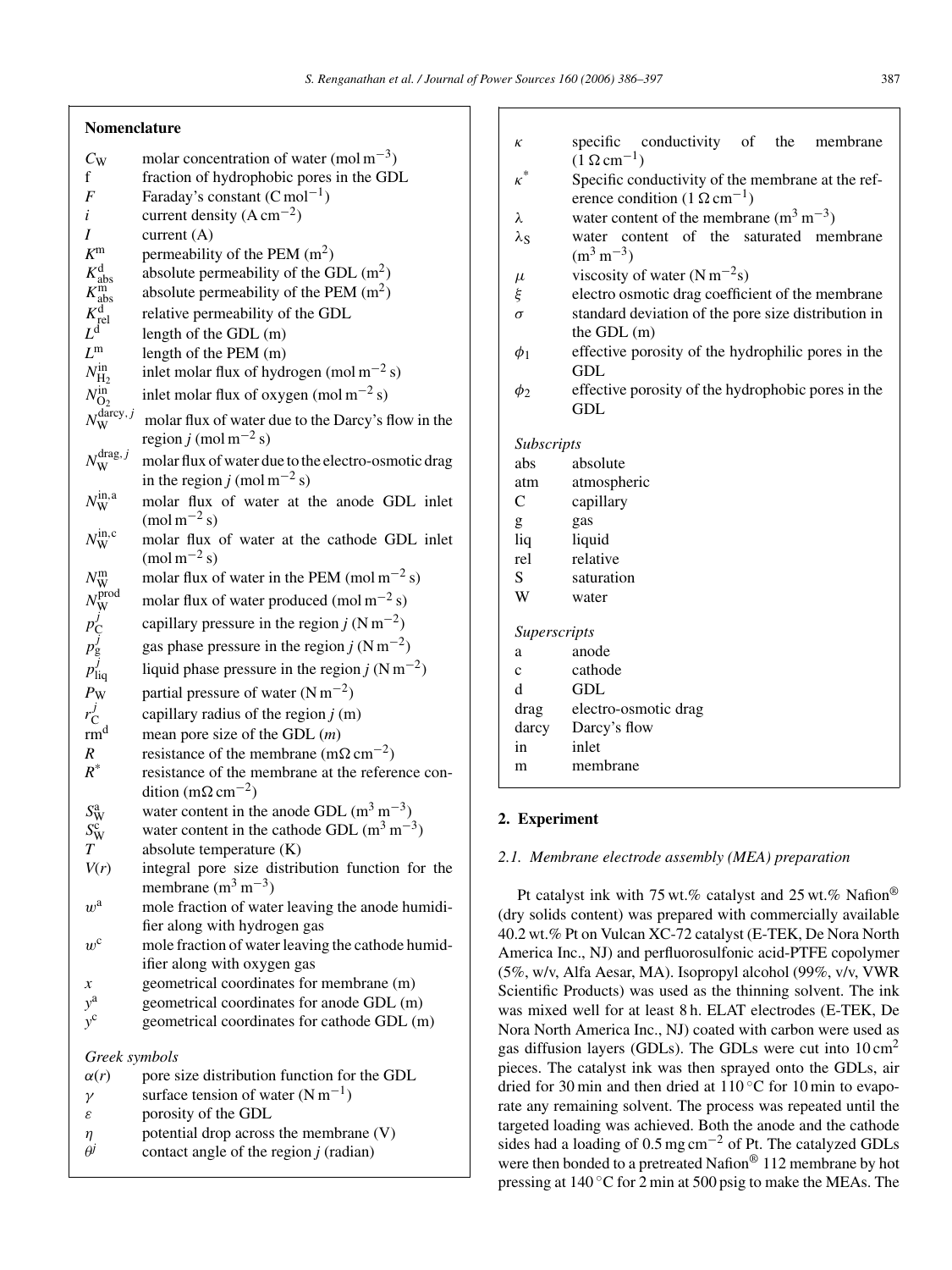## Nomenclature

| | |
|---|---|
| $C_W$ | molar concentration of water (mol m$^{-3}$) |
| f | fraction of hydrophobic pores in the GDL |
| $F$ | Faraday's constant (C mol$^{-1}$) |
| $i$ | current density (A cm$^{-2}$) |
| $I$ | current (A) |
| $K^m$ | permeability of the PEM (m$^2$) |
| $K^d_{abs}$ | absolute permeability of the GDL (m$^2$) |
| $K^m_{abs}$ | absolute permeability of the PEM (m$^2$) |
| $K^d_{rel}$ | relative permeability of the GDL |
| $L^d$ | length of the GDL (m) |
| $L^m$ | length of the PEM (m) |
| $N^{in}_{H_2}$ | inlet molar flux of hydrogen (mol m$^{-2}$ s) |
| $N^{in}_{O_2}$ | inlet molar flux of oxygen (mol m$^{-2}$ s) |
| $N^{darcy,j}_W$ | molar flux of water due to the Darcy's flow in the region $j$ (mol m$^{-2}$ s) |
| $N^{drag,j}_W$ | molar flux of water due to the electro-osmotic drag in the region $j$ (mol m$^{-2}$ s) |
| $N^{in,a}_W$ | molar flux of water at the anode GDL inlet (mol m$^{-2}$ s) |
| $N^{in,c}_W$ | molar flux of water at the cathode GDL inlet (mol m$^{-2}$ s) |
| $N^m_W$ | molar flux of water in the PEM (mol m$^{-2}$ s) |
| $N^{prod}_W$ | molar flux of water produced (mol m$^{-2}$ s) |
| $p^j_C$ | capillary pressure in the region $j$ (N m$^{-2}$) |
| $p^j_g$ | gas phase pressure in the region $j$ (N m$^{-2}$) |
| $p^j_{liq}$ | liquid phase pressure in the region $j$ (N m$^{-2}$) |
| $P_W$ | partial pressure of water (N m$^{-2}$) |
| $r^j_C$ | capillary radius of the region $j$ (m) |
| $rm^d$ | mean pore size of the GDL ($m$) |
| $R$ | resistance of the membrane (m$\Omega$ cm$^{-2}$) |
| $R^*$ | resistance of the membrane at the reference condition (m$\Omega$ cm$^{-2}$) |
| $S^a_W$ | water content in the anode GDL (m$^3$ m$^{-3}$) |
| $S^c_W$ | water content in the cathode GDL (m$^3$ m$^{-3}$) |
| $T$ | absolute temperature (K) |
| $V(r)$ | integral pore size distribution function for the membrane (m$^3$ m$^{-3}$) |
| $w^a$ | mole fraction of water leaving the anode humidifier along with hydrogen gas |
| $w^c$ | mole fraction of water leaving the cathode humidifier along with oxygen gas |
| $x$ | geometrical coordinates for membrane (m) |
| $y^a$ | geometrical coordinates for anode GDL (m) |
| $y^c$ | geometrical coordinates for cathode GDL (m) |

*Greek symbols*

| | |
|---|---|
| $\alpha(r)$ | pore size distribution function for the GDL |
| $\gamma$ | surface tension of water (N m$^{-1}$) |
| $\varepsilon$ | porosity of the GDL |
| $\eta$ | potential drop across the membrane (V) |
| $\theta^j$ | contact angle of the region $j$ (radian) |
| $\kappa$ | specific conductivity of the membrane (1 $\Omega$ cm$^{-1}$) |
| $\kappa^*$ | Specific conductivity of the membrane at the reference condition (1 $\Omega$ cm$^{-1}$) |
| $\lambda$ | water content of the membrane (m$^3$ m$^{-3}$) |
| $\lambda_S$ | water content of the saturated membrane (m$^3$ m$^{-3}$) |
| $\mu$ | viscosity of water (N m$^{-2}$s) |
| $\xi$ | electro osmotic drag coefficient of the membrane |
| $\sigma$ | standard deviation of the pore size distribution in the GDL (m) |
| $\phi_1$ | effective porosity of the hydrophilic pores in the GDL |
| $\phi_2$ | effective porosity of the hydrophobic pores in the GDL |

*Subscripts*

| | |
|---|---|
| abs | absolute |
| atm | atmospheric |
| C | capillary |
| g | gas |
| liq | liquid |
| rel | relative |
| S | saturation |
| W | water |

*Superscripts*

| | |
|---|---|
| a | anode |
| c | cathode |
| d | GDL |
| drag | electro-osmotic drag |
| darcy | Darcy's flow |
| in | inlet |
| m | membrane |

## 2. Experiment

### 2.1. Membrane electrode assembly (MEA) preparation

Pt catalyst ink with 75 wt.% catalyst and 25 wt.% Nafion® (dry solids content) was prepared with commercially available 40.2 wt.% Pt on Vulcan XC-72 catalyst (E-TEK, De Nora North America Inc., NJ) and perfluorosulfonic acid-PTFE copolymer (5%, w/v, Alfa Aesar, MA). Isopropyl alcohol (99%, v/v, VWR Scientific Products) was used as the thinning solvent. The ink was mixed well for at least 8 h. ELAT electrodes (E-TEK, De Nora North America Inc., NJ) coated with carbon were used as gas diffusion layers (GDLs). The GDLs were cut into 10 cm$^2$ pieces. The catalyst ink was then sprayed onto the GDLs, air dried for 30 min and then dried at 110 °C for 10 min to evaporate any remaining solvent. The process was repeated until the targeted loading was achieved. Both the anode and the cathode sides had a loading of 0.5 mg cm$^{-2}$ of Pt. The catalyzed GDLs were then bonded to a pretreated Nafion® 112 membrane by hot pressing at 140 °C for 2 min at 500 psig to make the MEAs. The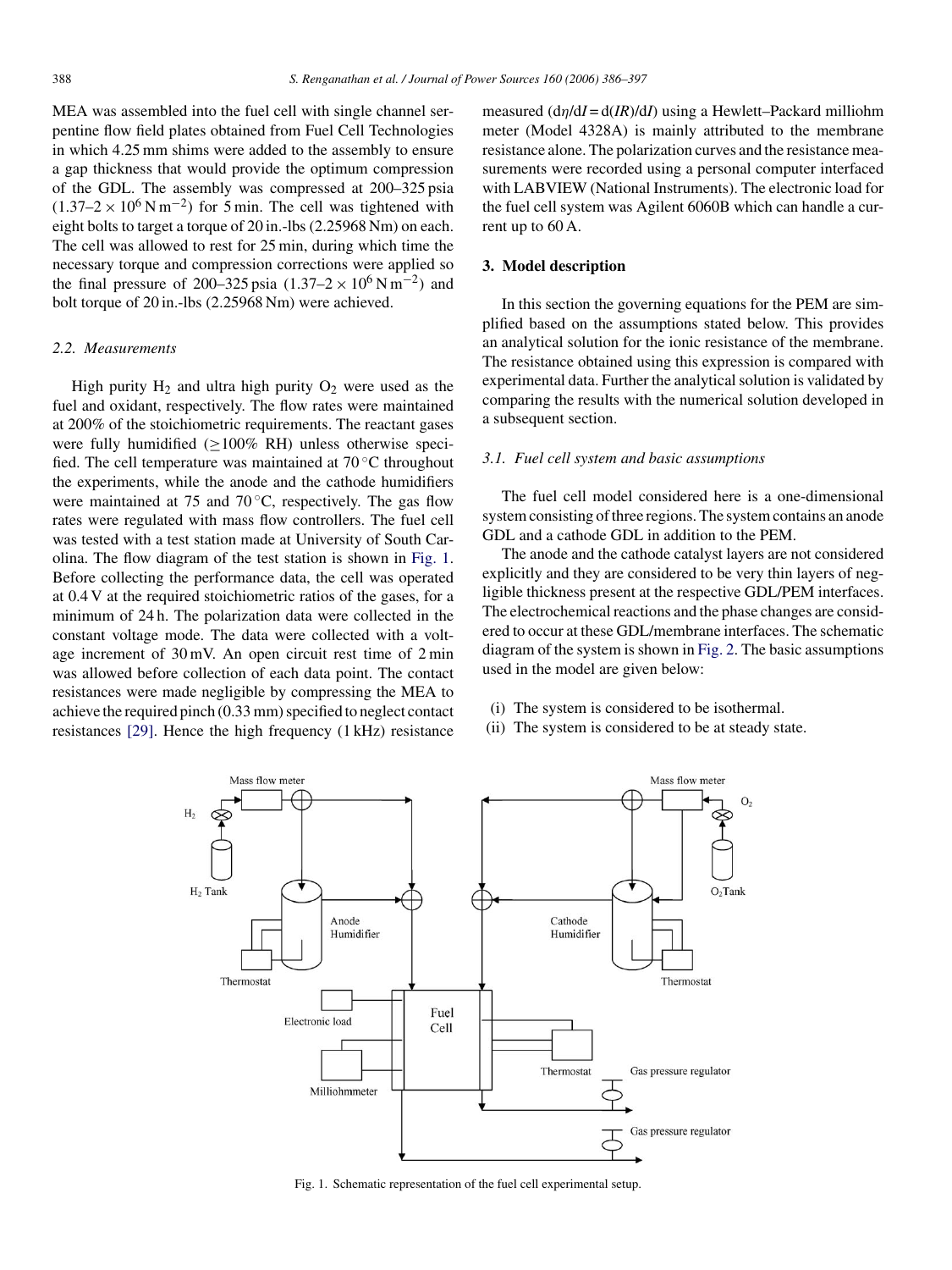MEA was assembled into the fuel cell with single channel serpentine flow field plates obtained from Fuel Cell Technologies in which 4.25 mm shims were added to the assembly to ensure a gap thickness that would provide the optimum compression of the GDL. The assembly was compressed at 200–325 psia ($1.37–2 \times 10^6\,\mathrm{N\,m^{-2}}$) for 5 min. The cell was tightened with eight bolts to target a torque of 20 in.-lbs (2.25968 Nm) on each. The cell was allowed to rest for 25 min, during which time the necessary torque and compression corrections were applied so the final pressure of 200–325 psia ($1.37–2 \times 10^6\,\mathrm{N\,m^{-2}}$) and bolt torque of 20 in.-lbs (2.25968 Nm) were achieved.

### 2.2. Measurements

High purity $H_2$ and ultra high purity $O_2$ were used as the fuel and oxidant, respectively. The flow rates were maintained at 200% of the stoichiometric requirements. The reactant gases were fully humidified ($\geq$100% RH) unless otherwise specified. The cell temperature was maintained at 70 °C throughout the experiments, while the anode and the cathode humidifiers were maintained at 75 and 70 °C, respectively. The gas flow rates were regulated with mass flow controllers. The fuel cell was tested with a test station made at University of South Carolina. The flow diagram of the test station is shown in Fig. 1. Before collecting the performance data, the cell was operated at 0.4 V at the required stoichiometric ratios of the gases, for a minimum of 24 h. The polarization data were collected in the constant voltage mode. The data were collected with a voltage increment of 30 mV. An open circuit rest time of 2 min was allowed before collection of each data point. The contact resistances were made negligible by compressing the MEA to achieve the required pinch (0.33 mm) specified to neglect contact resistances [29]. Hence the high frequency (1 kHz) resistance measured ($d\eta/dI = d(IR)/dI$) using a Hewlett–Packard milliohm meter (Model 4328A) is mainly attributed to the membrane resistance alone. The polarization curves and the resistance measurements were recorded using a personal computer interfaced with LABVIEW (National Instruments). The electronic load for the fuel cell system was Agilent 6060B which can handle a current up to 60 A.

## 3. Model description

In this section the governing equations for the PEM are simplified based on the assumptions stated below. This provides an analytical solution for the ionic resistance of the membrane. The resistance obtained using this expression is compared with experimental data. Further the analytical solution is validated by comparing the results with the numerical solution developed in a subsequent section.

### 3.1. Fuel cell system and basic assumptions

The fuel cell model considered here is a one-dimensional system consisting of three regions. The system contains an anode GDL and a cathode GDL in addition to the PEM.

The anode and the cathode catalyst layers are not considered explicitly and they are considered to be very thin layers of negligible thickness present at the respective GDL/PEM interfaces. The electrochemical reactions and the phase changes are considered to occur at these GDL/membrane interfaces. The schematic diagram of the system is shown in Fig. 2. The basic assumptions used in the model are given below:

(i) The system is considered to be isothermal.
(ii) The system is considered to be at steady state.

Fig. 1. Schematic representation of the fuel cell experimental setup.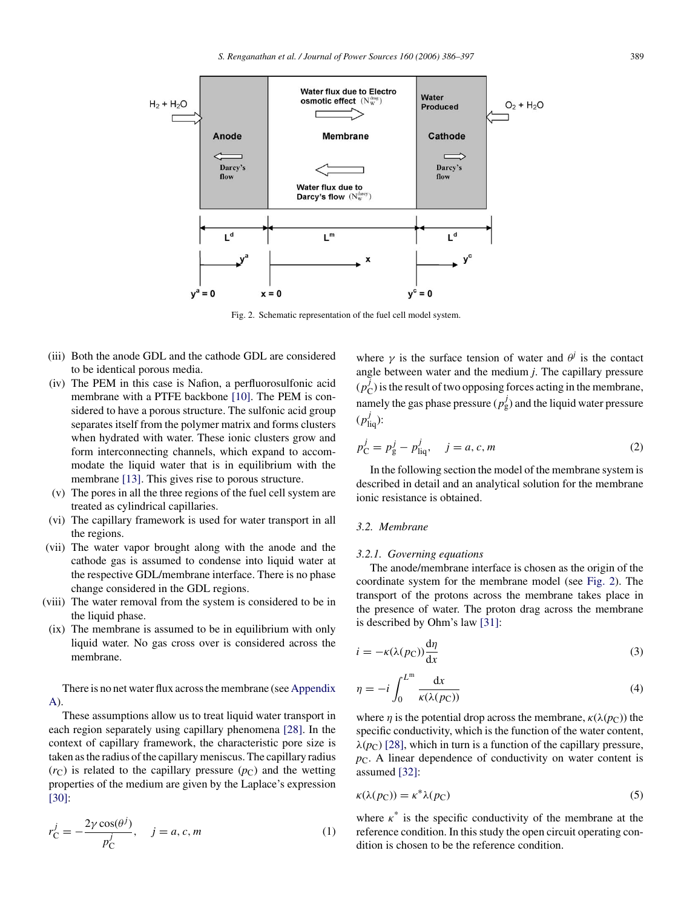Fig. 2. Schematic representation of the fuel cell model system.

(iii) Both the anode GDL and the cathode GDL are considered to be identical porous media.

(iv) The PEM in this case is Nafion, a perfluorosulfonic acid membrane with a PTFE backbone [10]. The PEM is considered to have a porous structure. The sulfonic acid group separates itself from the polymer matrix and forms clusters when hydrated with water. These ionic clusters grow and form interconnecting channels, which expand to accommodate the liquid water that is in equilibrium with the membrane [13]. This gives rise to porous structure.

(v) The pores in all the three regions of the fuel cell system are treated as cylindrical capillaries.

(vi) The capillary framework is used for water transport in all the regions.

(vii) The water vapor brought along with the anode and the cathode gas is assumed to condense into liquid water at the respective GDL/membrane interface. There is no phase change considered in the GDL regions.

(viii) The water removal from the system is considered to be in the liquid phase.

(ix) The membrane is assumed to be in equilibrium with only liquid water. No gas cross over is considered across the membrane.

There is no net water flux across the membrane (see Appendix A).

These assumptions allow us to treat liquid water transport in each region separately using capillary phenomena [28]. In the context of capillary framework, the characteristic pore size is taken as the radius of the capillary meniscus. The capillary radius ($r_C$) is related to the capillary pressure ($p_C$) and the wetting properties of the medium are given by the Laplace's expression [30]:

$$r_C^j = -\frac{2\gamma\cos(\theta^j)}{p_C^j}, \quad j = a, c, m \tag{1}$$

where $\gamma$ is the surface tension of water and $\theta^j$ is the contact angle between water and the medium $j$. The capillary pressure ($p_C^j$) is the result of two opposing forces acting in the membrane, namely the gas phase pressure ($p_g^j$) and the liquid water pressure ($p_{liq}^j$):

$$p_C^j = p_g^j - p_{liq}^j, \quad j = a, c, m \tag{2}$$

In the following section the model of the membrane system is described in detail and an analytical solution for the membrane ionic resistance is obtained.

### 3.2. Membrane

#### 3.2.1. Governing equations

The anode/membrane interface is chosen as the origin of the coordinate system for the membrane model (see Fig. 2). The transport of the protons across the membrane takes place in the presence of water. The proton drag across the membrane is described by Ohm's law [31]:

$$i = -\kappa(\lambda(p_C))\frac{d\eta}{dx} \tag{3}$$

$$\eta = -i\int_0^{L^m} \frac{dx}{\kappa(\lambda(p_C))} \tag{4}$$

where $\eta$ is the potential drop across the membrane, $\kappa(\lambda(p_C))$ the specific conductivity, which is the function of the water content, $\lambda(p_C)$ [28], which in turn is a function of the capillary pressure, $p_C$. A linear dependence of conductivity on water content is assumed [32]:

$$\kappa(\lambda(p_C)) = \kappa^*\lambda(p_C) \tag{5}$$

where $\kappa^*$ is the specific conductivity of the membrane at the reference condition. In this study the open circuit operating condition is chosen to be the reference condition.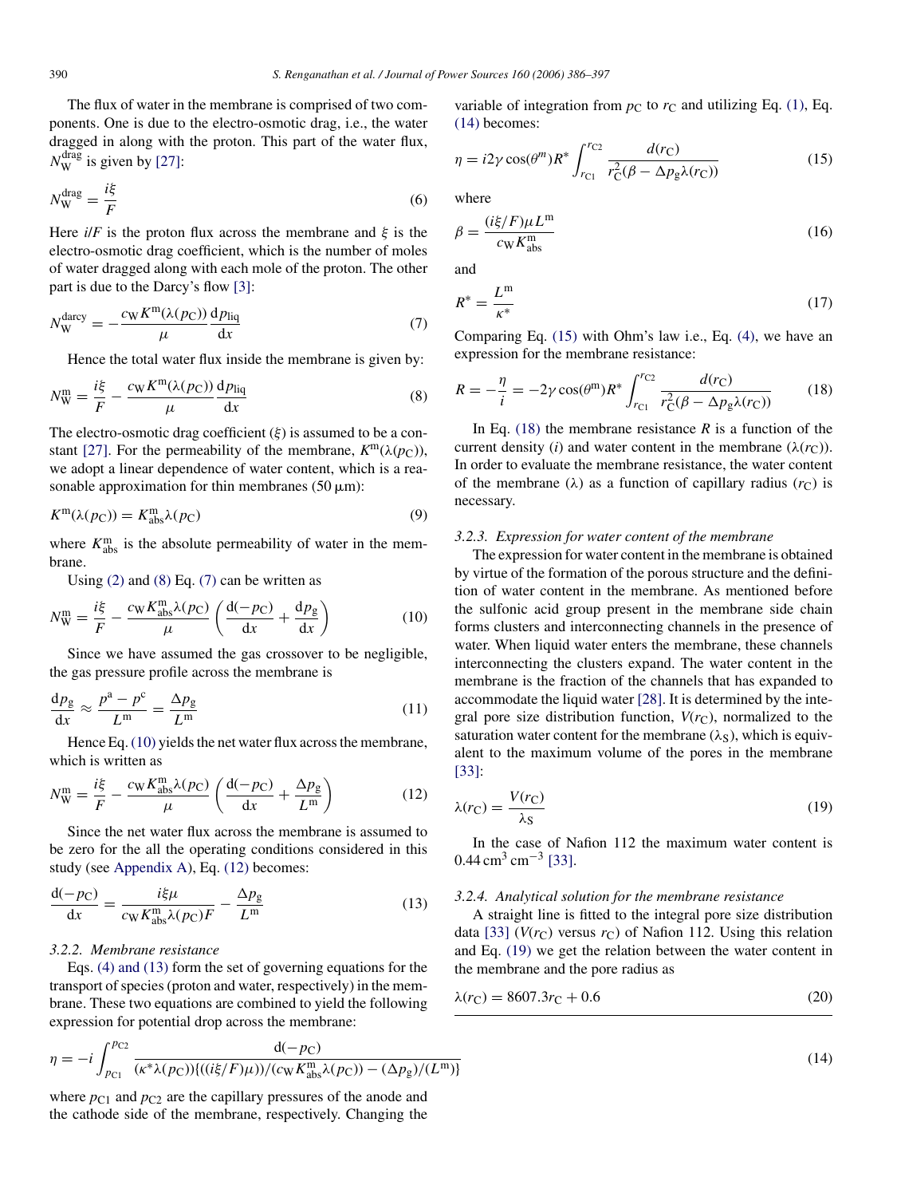The flux of water in the membrane is comprised of two components. One is due to the electro-osmotic drag, i.e., the water dragged in along with the proton. This part of the water flux, $N_W^{drag}$ is given by [27]:

$$N_W^{drag} = \frac{i\xi}{F} \tag{6}$$

Here $i/F$ is the proton flux across the membrane and $\xi$ is the electro-osmotic drag coefficient, which is the number of moles of water dragged along with each mole of the proton. The other part is due to the Darcy's flow [3]:

$$N_W^{darcy} = -\frac{c_W K^m(\lambda(p_C))}{\mu}\frac{dp_{liq}}{dx} \tag{7}$$

Hence the total water flux inside the membrane is given by:

$$N_W^m = \frac{i\xi}{F} - \frac{c_W K^m(\lambda(p_C))}{\mu}\frac{dp_{liq}}{dx} \tag{8}$$

The electro-osmotic drag coefficient ($\xi$) is assumed to be a constant [27]. For the permeability of the membrane, $K^m(\lambda(p_C))$, we adopt a linear dependence of water content, which is a reasonable approximation for thin membranes (50 μm):

$$K^m(\lambda(p_C)) = K_{abs}^m \lambda(p_C) \tag{9}$$

where $K_{abs}^m$ is the absolute permeability of water in the membrane.

Using (2) and (8) Eq. (7) can be written as

$$N_W^m = \frac{i\xi}{F} - \frac{c_W K_{abs}^m \lambda(p_C)}{\mu}\left(\frac{d(-p_C)}{dx} + \frac{dp_g}{dx}\right) \tag{10}$$

Since we have assumed the gas crossover to be negligible, the gas pressure profile across the membrane is

$$\frac{dp_g}{dx} \approx \frac{p^a - p^c}{L^m} = \frac{\Delta p_g}{L^m} \tag{11}$$

Hence Eq. (10) yields the net water flux across the membrane, which is written as

$$N_W^m = \frac{i\xi}{F} - \frac{c_W K_{abs}^m \lambda(p_C)}{\mu}\left(\frac{d(-p_C)}{dx} + \frac{\Delta p_g}{L^m}\right) \tag{12}$$

Since the net water flux across the membrane is assumed to be zero for the all the operating conditions considered in this study (see Appendix A), Eq. (12) becomes:

$$\frac{d(-p_C)}{dx} = \frac{i\xi\mu}{c_W K_{abs}^m \lambda(p_C) F} - \frac{\Delta p_g}{L^m} \tag{13}$$

### 3.2.2. Membrane resistance

Eqs. (4) and (13) form the set of governing equations for the transport of species (proton and water, respectively) in the membrane. These two equations are combined to yield the following expression for potential drop across the membrane:

$$\eta = -i\int_{p_{C1}}^{p_{C2}} \frac{d(-p_C)}{(\kappa^*\lambda(p_C))\{((i\xi/F)\mu))/(c_W K_{abs}^m \lambda(p_C)) - (\Delta p_g)/(L^m)\}} \tag{14}$$

where $p_{C1}$ and $p_{C2}$ are the capillary pressures of the anode and the cathode side of the membrane, respectively. Changing the variable of integration from $p_C$ to $r_C$ and utilizing Eq. (1), Eq. (14) becomes:

$$\eta = i2\gamma\cos(\theta^m)R^*\int_{r_{C1}}^{r_{C2}} \frac{d(r_C)}{r_C^2(\beta - \Delta p_g \lambda(r_C))} \tag{15}$$

where

$$\beta = \frac{(i\xi/F)\mu L^m}{c_W K_{abs}^m} \tag{16}$$

and

$$R^* = \frac{L^m}{\kappa^*} \tag{17}$$

Comparing Eq. (15) with Ohm's law i.e., Eq. (4), we have an expression for the membrane resistance:

$$R = -\frac{\eta}{i} = -2\gamma\cos(\theta^m)R^*\int_{r_{C1}}^{r_{C2}} \frac{d(r_C)}{r_C^2(\beta - \Delta p_g \lambda(r_C))} \tag{18}$$

In Eq. (18) the membrane resistance $R$ is a function of the current density ($i$) and water content in the membrane ($\lambda(r_C)$). In order to evaluate the membrane resistance, the water content of the membrane ($\lambda$) as a function of capillary radius ($r_C$) is necessary.

### 3.2.3. Expression for water content of the membrane

The expression for water content in the membrane is obtained by virtue of the formation of the porous structure and the definition of water content in the membrane. As mentioned before the sulfonic acid group present in the membrane side chain forms clusters and interconnecting channels in the presence of water. When liquid water enters the membrane, these channels interconnecting the clusters expand. The water content in the membrane is the fraction of the channels that has expanded to accommodate the liquid water [28]. It is determined by the integral pore size distribution function, $V(r_C)$, normalized to the saturation water content for the membrane ($\lambda_S$), which is equivalent to the maximum volume of the pores in the membrane [33]:

$$\lambda(r_C) = \frac{V(r_C)}{\lambda_S} \tag{19}$$

In the case of Nafion 112 the maximum water content is 0.44 cm$^3$ cm$^{-3}$ [33].

### 3.2.4. Analytical solution for the membrane resistance

A straight line is fitted to the integral pore size distribution data [33] ($V(r_C)$ versus $r_C$) of Nafion 112. Using this relation and Eq. (19) we get the relation between the water content in the membrane and the pore radius as

$$\lambda(r_C) = 8607.3 r_C + 0.6 \tag{20}$$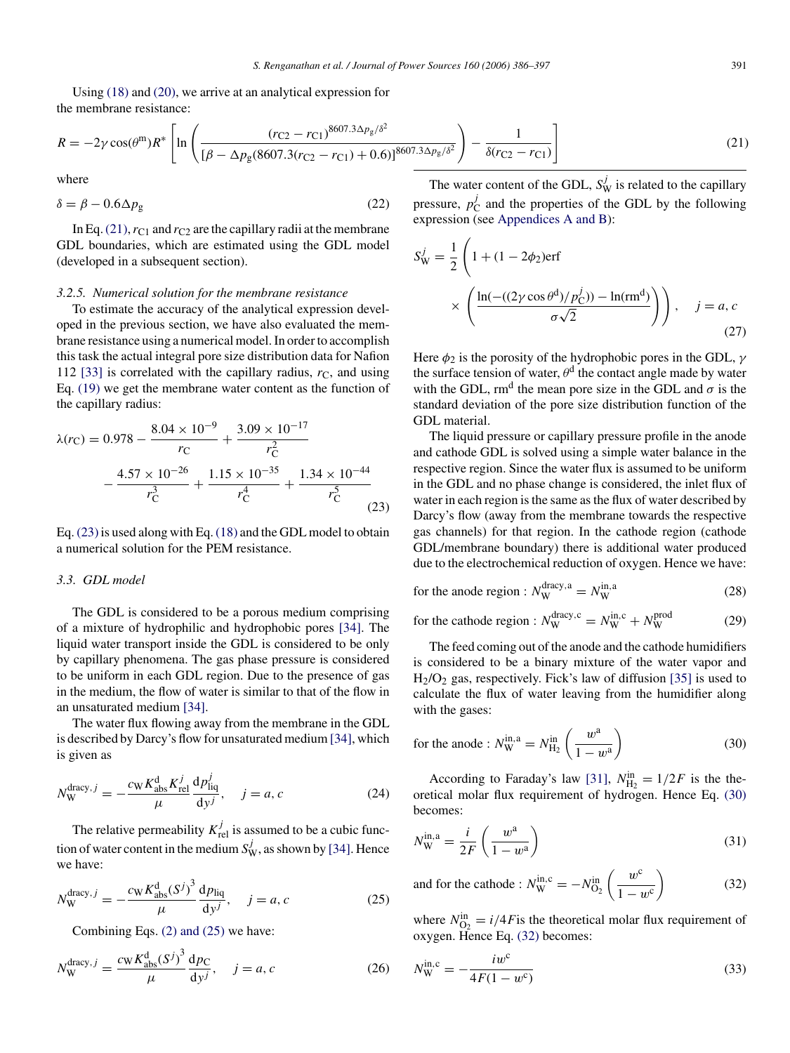Using (18) and (20), we arrive at an analytical expression for the membrane resistance:

$$R = -2\gamma \cos(\theta^{\mathrm{m}}) R^{*} \left[ \ln \left( \frac{(r_{\mathrm{C2}} - r_{\mathrm{C1}})^{8607.3\Delta p_{\mathrm{g}}/\delta^2}}{[\beta - \Delta p_{\mathrm{g}}(8607.3(r_{\mathrm{C2}} - r_{\mathrm{C1}}) + 0.6)]^{8607.3\Delta p_{\mathrm{g}}/\delta^2}} \right) - \frac{1}{\delta(r_{\mathrm{C2}} - r_{\mathrm{C1}})} \right] \tag{21}$$

where

$$\delta = \beta - 0.6\Delta p_{\mathrm{g}} \tag{22}$$

In Eq. (21), $r_{\mathrm{C1}}$ and $r_{\mathrm{C2}}$ are the capillary radii at the membrane GDL boundaries, which are estimated using the GDL model (developed in a subsequent section).

#### 3.2.5. Numerical solution for the membrane resistance

To estimate the accuracy of the analytical expression developed in the previous section, we have also evaluated the membrane resistance using a numerical model. In order to accomplish this task the actual integral pore size distribution data for Nafion 112 [33] is correlated with the capillary radius, $r_{\mathrm{C}}$, and using Eq. (19) we get the membrane water content as the function of the capillary radius:

$$\lambda(r_{\mathrm{C}}) = 0.978 - \frac{8.04 \times 10^{-9}}{r_{\mathrm{C}}} + \frac{3.09 \times 10^{-17}}{r_{\mathrm{C}}^2} - \frac{4.57 \times 10^{-26}}{r_{\mathrm{C}}^3} + \frac{1.15 \times 10^{-35}}{r_{\mathrm{C}}^4} + \frac{1.34 \times 10^{-44}}{r_{\mathrm{C}}^5} \tag{23}$$

Eq. (23) is used along with Eq. (18) and the GDL model to obtain a numerical solution for the PEM resistance.

### 3.3. GDL model

The GDL is considered to be a porous medium comprising of a mixture of hydrophilic and hydrophobic pores [34]. The liquid water transport inside the GDL is considered to be only by capillary phenomena. The gas phase pressure is considered to be uniform in each GDL region. Due to the presence of gas in the medium, the flow of water is similar to that of the flow in an unsaturated medium [34].

The water flux flowing away from the membrane in the GDL is described by Darcy's flow for unsaturated medium [34], which is given as

$$N_{\mathrm{W}}^{\mathrm{dracy},j} = -\frac{c_{\mathrm{W}} K_{\mathrm{abs}}^{\mathrm{d}} K_{\mathrm{rel}}^{j}}{\mu} \frac{\mathrm{d}p_{\mathrm{liq}}^{j}}{\mathrm{d}y^{j}}, \quad j = a, c \tag{24}$$

The relative permeability $K_{\mathrm{rel}}^{j}$ is assumed to be a cubic function of water content in the medium $S_{\mathrm{W}}^{j}$, as shown by [34]. Hence we have:

$$N_{\mathrm{W}}^{\mathrm{dracy},j} = -\frac{c_{\mathrm{W}} K_{\mathrm{abs}}^{\mathrm{d}} (S^{j})^3}{\mu} \frac{\mathrm{d}p_{\mathrm{liq}}}{\mathrm{d}y^{j}}, \quad j = a, c \tag{25}$$

Combining Eqs. (2) and (25) we have:

$$N_{\mathrm{W}}^{\mathrm{dracy},j} = \frac{c_{\mathrm{W}} K_{\mathrm{abs}}^{\mathrm{d}} (S^{j})^3}{\mu} \frac{\mathrm{d}p_{\mathrm{C}}}{\mathrm{d}y^{j}}, \quad j = a, c \tag{26}$$

The water content of the GDL, $S_{\mathrm{W}}^{j}$ is related to the capillary pressure, $p_{\mathrm{C}}^{j}$ and the properties of the GDL by the following expression (see Appendices A and B):

$$S_{\mathrm{W}}^{j} = \frac{1}{2}\left(1 + (1 - 2\phi_2)\mathrm{erf}\left(\frac{\ln(-((2\gamma\cos\theta^{\mathrm{d}})/p_{\mathrm{C}}^{j})) - \ln(\mathrm{rm}^{\mathrm{d}})}{\sigma\sqrt{2}}\right)\right), \quad j = a, c \tag{27}$$

Here $\phi_2$ is the porosity of the hydrophobic pores in the GDL, $\gamma$ the surface tension of water, $\theta^{\mathrm{d}}$ the contact angle made by water with the GDL, $\mathrm{rm}^{\mathrm{d}}$ the mean pore size in the GDL and $\sigma$ is the standard deviation of the pore size distribution function of the GDL material.

The liquid pressure or capillary pressure profile in the anode and cathode GDL is solved using a simple water balance in the respective region. Since the water flux is assumed to be uniform in the GDL and no phase change is considered, the inlet flux of water in each region is the same as the flux of water described by Darcy's flow (away from the membrane towards the respective gas channels) for that region. In the cathode region (cathode GDL/membrane boundary) there is additional water produced due to the electrochemical reduction of oxygen. Hence we have:

$$\text{for the anode region}: N_{\mathrm{W}}^{\mathrm{dracy,a}} = N_{\mathrm{W}}^{\mathrm{in,a}} \tag{28}$$

$$\text{for the cathode region}: N_{\mathrm{W}}^{\mathrm{dracy,c}} = N_{\mathrm{W}}^{\mathrm{in,c}} + N_{\mathrm{W}}^{\mathrm{prod}} \tag{29}$$

The feed coming out of the anode and the cathode humidifiers is considered to be a binary mixture of the water vapor and $H_2/O_2$ gas, respectively. Fick's law of diffusion [35] is used to calculate the flux of water leaving from the humidifier along with the gases:

$$\text{for the anode}: N_{\mathrm{W}}^{\mathrm{in,a}} = N_{\mathrm{H_2}}^{\mathrm{in}}\left(\frac{w^{\mathrm{a}}}{1 - w^{\mathrm{a}}}\right) \tag{30}$$

According to Faraday's law [31], $N_{\mathrm{H_2}}^{\mathrm{in}} = 1/2F$ is the theoretical molar flux requirement of hydrogen. Hence Eq. (30) becomes:

$$N_{\mathrm{W}}^{\mathrm{in,a}} = \frac{i}{2F}\left(\frac{w^{\mathrm{a}}}{1 - w^{\mathrm{a}}}\right) \tag{31}$$

$$\text{and for the cathode}: N_{\mathrm{W}}^{\mathrm{in,c}} = -N_{\mathrm{O_2}}^{\mathrm{in}}\left(\frac{w^{\mathrm{c}}}{1 - w^{\mathrm{c}}}\right) \tag{32}$$

where $N_{\mathrm{O_2}}^{\mathrm{in}} = i/4F$ is the theoretical molar flux requirement of oxygen. Hence Eq. (32) becomes:

$$N_{\mathrm{W}}^{\mathrm{in,c}} = -\frac{i w^{\mathrm{c}}}{4F(1 - w^{\mathrm{c}})} \tag{33}$$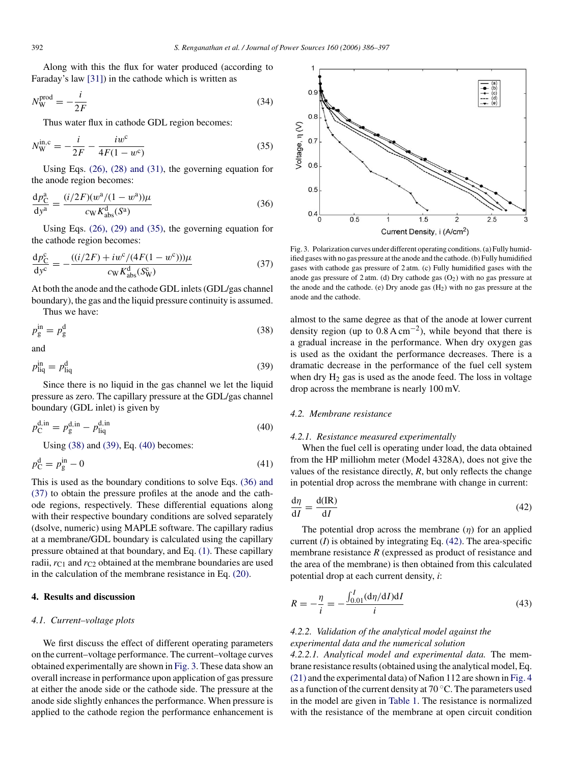Along with this the flux for water produced (according to Faraday's law [31]) in the cathode which is written as

$$N_{\mathrm{W}}^{\mathrm{prod}} = -\frac{i}{2F} \tag{34}$$

Thus water flux in cathode GDL region becomes:

$$N_{\mathrm{W}}^{\mathrm{in,c}} = -\frac{i}{2F} - \frac{iw^{\mathrm{c}}}{4F(1-w^{\mathrm{c}})} \tag{35}$$

Using Eqs. (26), (28) and (31), the governing equation for the anode region becomes:

$$\frac{\mathrm{d}p_{\mathrm{C}}^{\mathrm{a}}}{\mathrm{d}y^{\mathrm{a}}} = \frac{(i/2F)(w^{\mathrm{a}}/(1-w^{\mathrm{a}}))\mu}{c_{\mathrm{W}}K_{\mathrm{abs}}^{\mathrm{d}}(S^{\mathrm{a}})} \tag{36}$$

Using Eqs. (26), (29) and (35), the governing equation for the cathode region becomes:

$$\frac{\mathrm{d}p_{\mathrm{C}}^{\mathrm{c}}}{\mathrm{d}y^{\mathrm{c}}} = -\frac{((i/2F) + iw^{\mathrm{c}}/(4F(1-w^{\mathrm{c}})))\mu}{c_{\mathrm{W}}K_{\mathrm{abs}}^{\mathrm{d}}(S_{\mathrm{W}}^{\mathrm{c}})} \tag{37}$$

At both the anode and the cathode GDL inlets (GDL/gas channel boundary), the gas and the liquid pressure continuity is assumed.

Thus we have:

$$p_{\mathrm{g}}^{\mathrm{in}} = p_{\mathrm{g}}^{\mathrm{d}} \tag{38}$$

and

$$p_{\mathrm{liq}}^{\mathrm{in}} = p_{\mathrm{liq}}^{\mathrm{d}} \tag{39}$$

Since there is no liquid in the gas channel we let the liquid pressure as zero. The capillary pressure at the GDL/gas channel boundary (GDL inlet) is given by

$$p_{\mathrm{C}}^{\mathrm{d,in}} = p_{\mathrm{g}}^{\mathrm{d,in}} - p_{\mathrm{liq}}^{\mathrm{d,in}} \tag{40}$$

Using (38) and (39), Eq. (40) becomes:

$$p_{\mathrm{C}}^{\mathrm{d}} = p_{\mathrm{g}}^{\mathrm{in}} - 0 \tag{41}$$

This is used as the boundary conditions to solve Eqs. (36) and (37) to obtain the pressure profiles at the anode and the cathode regions, respectively. These differential equations along with their respective boundary conditions are solved separately (dsolve, numeric) using MAPLE software. The capillary radius at a membrane/GDL boundary is calculated using the capillary pressure obtained at that boundary, and Eq. (1). These capillary radii, $r_{\mathrm{C1}}$ and $r_{\mathrm{C2}}$ obtained at the membrane boundaries are used in the calculation of the membrane resistance in Eq. (20).

## 4. Results and discussion

### 4.1. Current–voltage plots

We first discuss the effect of different operating parameters on the current–voltage performance. The current–voltage curves obtained experimentally are shown in Fig. 3. These data show an overall increase in performance upon application of gas pressure at either the anode side or the cathode side. The pressure at the anode side slightly enhances the performance. When pressure is applied to the cathode region the performance enhancement is almost to the same degree as that of the anode at lower current density region (up to 0.8 A cm$^{-2}$), while beyond that there is a gradual increase in the performance. When dry oxygen gas is used as the oxidant the performance decreases. There is a dramatic decrease in the performance of the fuel cell system when dry $H_2$ gas is used as the anode feed. The loss in voltage drop across the membrane is nearly 100 mV.

Fig. 3. Polarization curves under different operating conditions. (a) Fully humidified gases with no gas pressure at the anode and the cathode. (b) Fully humidified gases with cathode gas pressure of 2 atm. (c) Fully humidified gases with the anode gas pressure of 2 atm. (d) Dry cathode gas ($O_2$) with no gas pressure at the anode and the cathode. (e) Dry anode gas ($H_2$) with no gas pressure at the anode and the cathode.

### 4.2. Membrane resistance

#### 4.2.1. Resistance measured experimentally

When the fuel cell is operating under load, the data obtained from the HP milliohm meter (Model 4328A), does not give the values of the resistance directly, $R$, but only reflects the change in potential drop across the membrane with change in current:

$$\frac{\mathrm{d}\eta}{\mathrm{d}I} = \frac{\mathrm{d(IR)}}{\mathrm{d}I} \tag{42}$$

The potential drop across the membrane ($\eta$) for an applied current ($I$) is obtained by integrating Eq. (42). The area-specific membrane resistance $R$ (expressed as product of resistance and the area of the membrane) is then obtained from this calculated potential drop at each current density, $i$:

$$R = -\frac{\eta}{i} = -\frac{\int_{0.01}^{I}(\mathrm{d}\eta/\mathrm{d}I)\mathrm{d}I}{i} \tag{43}$$

#### 4.2.2. Validation of the analytical model against the experimental data and the numerical solution

*4.2.2.1. Analytical model and experimental data.* The membrane resistance results (obtained using the analytical model, Eq. (21) and the experimental data) of Nafion 112 are shown in Fig. 4 as a function of the current density at 70 °C. The parameters used in the model are given in Table 1. The resistance is normalized with the resistance of the membrane at open circuit condition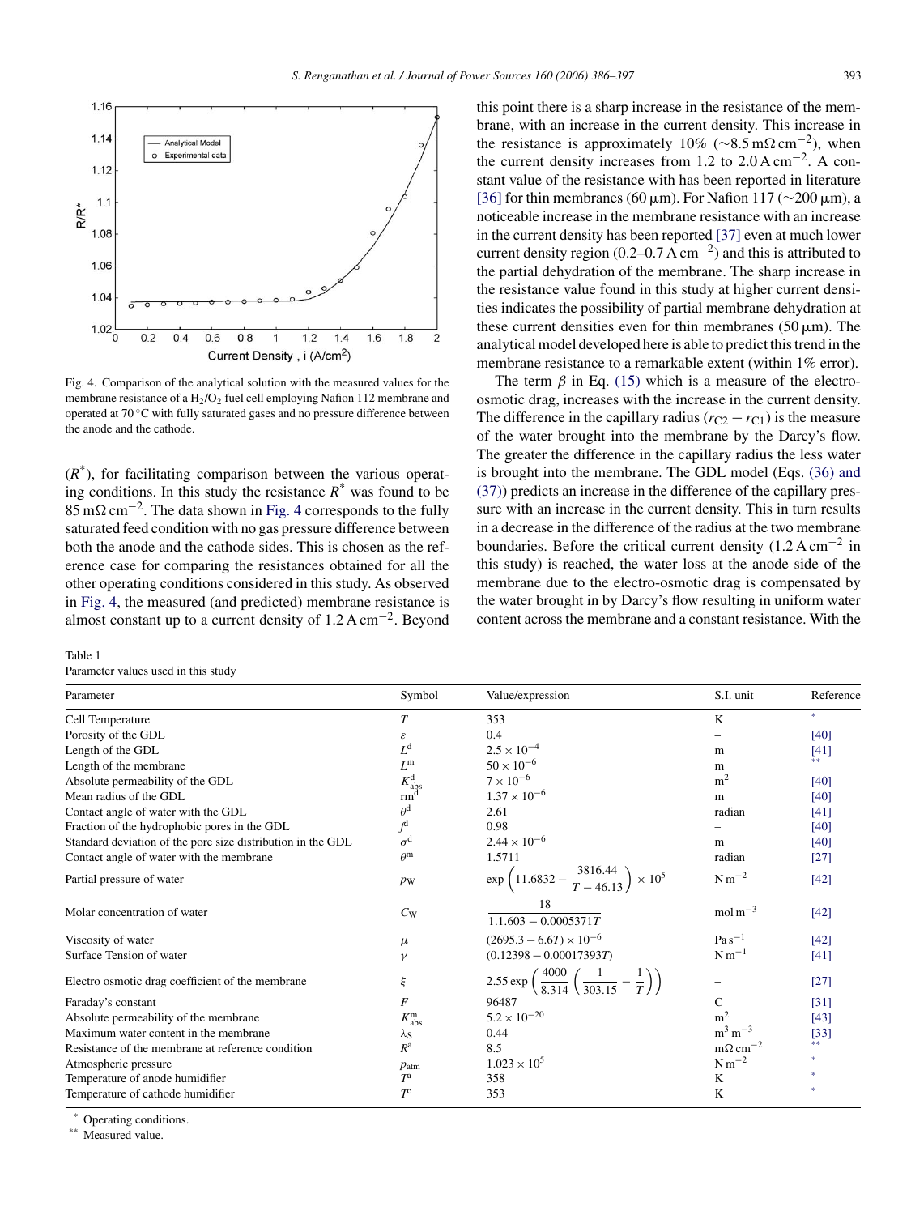Fig. 4. Comparison of the analytical solution with the measured values for the membrane resistance of a $H_2/O_2$ fuel cell employing Nafion 112 membrane and operated at 70 °C with fully saturated gases and no pressure difference between the anode and the cathode.

($R^*$), for facilitating comparison between the various operating conditions. In this study the resistance $R^*$ was found to be 85 mΩ cm$^{-2}$. The data shown in Fig. 4 corresponds to the fully saturated feed condition with no gas pressure difference between both the anode and the cathode sides. This is chosen as the reference case for comparing the resistances obtained for all the other operating conditions considered in this study. As observed in Fig. 4, the measured (and predicted) membrane resistance is almost constant up to a current density of 1.2 A cm$^{-2}$. Beyond this point there is a sharp increase in the resistance of the membrane, with an increase in the current density. This increase in the resistance is approximately 10% (∼8.5 mΩ cm$^{-2}$), when the current density increases from 1.2 to 2.0 A cm$^{-2}$. A constant value of the resistance with has been reported in literature [36] for thin membranes (60 μm). For Nafion 117 (∼200 μm), a noticeable increase in the membrane resistance with an increase in the current density has been reported [37] even at much lower current density region (0.2–0.7 A cm$^{-2}$) and this is attributed to the partial dehydration of the membrane. The sharp increase in the resistance value found in this study at higher current densities indicates the possibility of partial membrane dehydration at these current densities even for thin membranes (50 μm). The analytical model developed here is able to predict this trend in the membrane resistance to a remarkable extent (within 1% error).

The term $\beta$ in Eq. (15) which is a measure of the electro-osmotic drag, increases with the increase in the current density. The difference in the capillary radius ($r_{C2} - r_{C1}$) is the measure of the water brought into the membrane by the Darcy's flow. The greater the difference in the capillary radius the less water is brought into the membrane. The GDL model (Eqs. (36) and (37)) predicts an increase in the difference of the capillary pressure with an increase in the current density. This in turn results in a decrease in the difference of the radius at the two membrane boundaries. Before the critical current density (1.2 A cm$^{-2}$ in this study) is reached, the water loss at the anode side of the membrane due to the electro-osmotic drag is compensated by the water brought in by Darcy's flow resulting in uniform water content across the membrane and a constant resistance. With the

Table 1
Parameter values used in this study

| Parameter | Symbol | Value/expression | S.I. unit | Reference |
|---|---|---|---|---|
| Cell Temperature | $T$ | 353 | K | * |
| Porosity of the GDL | $\varepsilon$ | 0.4 | – | [40] |
| Length of the GDL | $L^d$ | $2.5 \times 10^{-4}$ | m | [41] |
| Length of the membrane | $L^m$ | $50 \times 10^{-6}$ | m | ** |
| Absolute permeability of the GDL | $K^d_{abs}$ | $7 \times 10^{-6}$ | m$^2$ | [40] |
| Mean radius of the GDL | $rm^d$ | $1.37 \times 10^{-6}$ | m | [40] |
| Contact angle of water with the GDL | $\theta^d$ | 2.61 | radian | [41] |
| Fraction of the hydrophobic pores in the GDL | $f^d$ | 0.98 | – | [40] |
| Standard deviation of the pore size distribution in the GDL | $\sigma^d$ | $2.44 \times 10^{-6}$ | m | [40] |
| Contact angle of water with the membrane | $\theta^m$ | 1.5711 | radian | [27] |
| Partial pressure of water | $p_W$ | $\exp\left(11.6832 - \dfrac{3816.44}{T - 46.13}\right) \times 10^5$ | N m$^{-2}$ | [42] |
| Molar concentration of water | $C_W$ | $\dfrac{18}{1.1.603 - 0.0005371T}$ | mol m$^{-3}$ | [42] |
| Viscosity of water | $\mu$ | $(2695.3 - 6.6T) \times 10^{-6}$ | Pa s$^{-1}$ | [42] |
| Surface Tension of water | $\gamma$ | $(0.12398 - 0.000173937T)$ | N m$^{-1}$ | [41] |
| Electro osmotic drag coefficient of the membrane | $\xi$ | $2.55 \exp\left(\dfrac{4000}{8.314}\left(\dfrac{1}{303.15} - \dfrac{1}{T}\right)\right)$ | – | [27] |
| Faraday's constant | $F$ | 96487 | C | [31] |
| Absolute permeability of the membrane | $K^m_{abs}$ | $5.2 \times 10^{-20}$ | m$^2$ | [43] |
| Maximum water content in the membrane | $\lambda_S$ | 0.44 | m$^3$ m$^{-3}$ | [33] |
| Resistance of the membrane at reference condition | $R^a$ | 8.5 | mΩ cm$^{-2}$ | ** |
| Atmospheric pressure | $p_{atm}$ | $1.023 \times 10^5$ | N m$^{-2}$ | * |
| Temperature of anode humidifier | $T^a$ | 358 | K | * |
| Temperature of cathode humidifier | $T^c$ | 353 | K | * |

\* Operating conditions.
\** Measured value.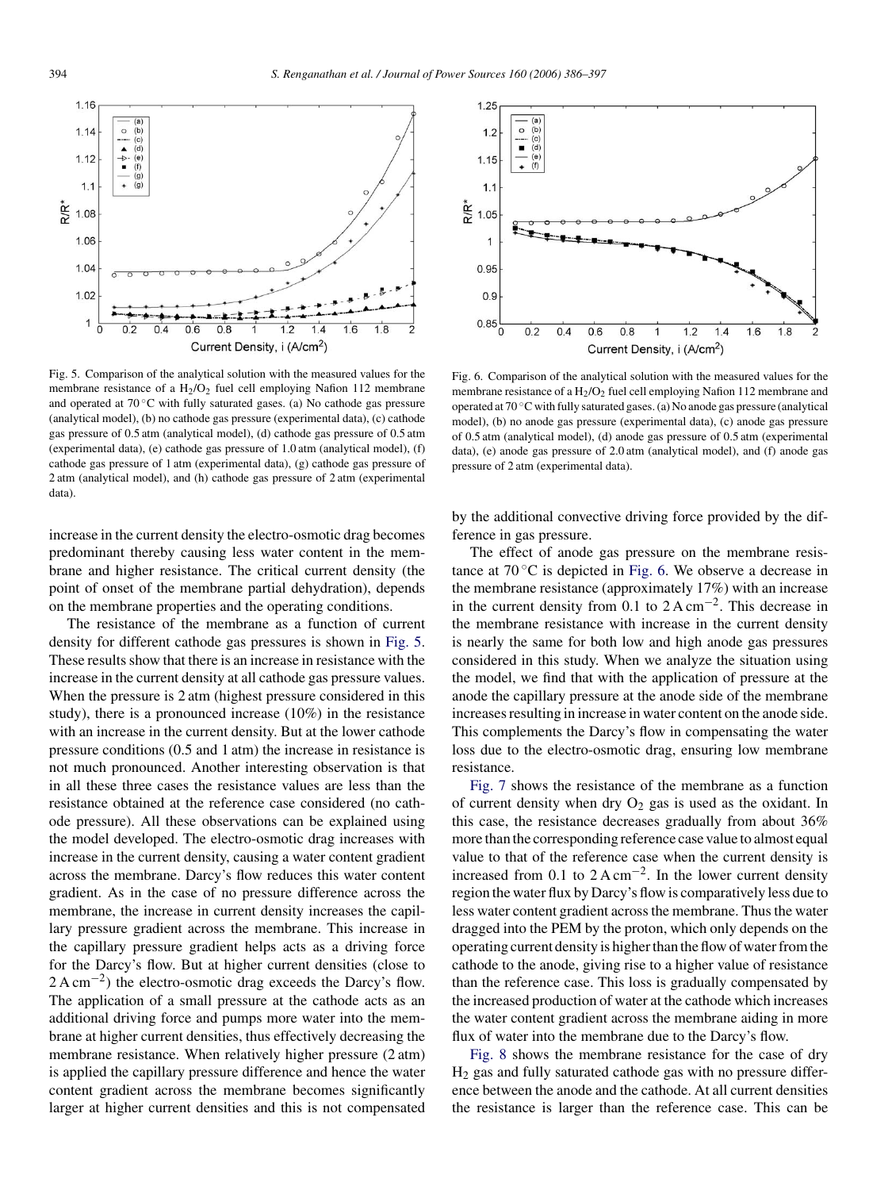Fig. 5. Comparison of the analytical solution with the measured values for the membrane resistance of a $H_2/O_2$ fuel cell employing Nafion 112 membrane and operated at 70 °C with fully saturated gases. (a) No cathode gas pressure (analytical model), (b) no cathode gas pressure (experimental data), (c) cathode gas pressure of 0.5 atm (analytical model), (d) cathode gas pressure of 0.5 atm (experimental data), (e) cathode gas pressure of 1.0 atm (analytical model), (f) cathode gas pressure of 1 atm (experimental data), (g) cathode gas pressure of 2 atm (analytical model), and (h) cathode gas pressure of 2 atm (experimental data).

Fig. 6. Comparison of the analytical solution with the measured values for the membrane resistance of a $H_2/O_2$ fuel cell employing Nafion 112 membrane and operated at 70 °C with fully saturated gases. (a) No anode gas pressure (analytical model), (b) no anode gas pressure (experimental data), (c) anode gas pressure of 0.5 atm (analytical model), (d) anode gas pressure of 0.5 atm (experimental data), (e) anode gas pressure of 2.0 atm (analytical model), and (f) anode gas pressure of 2 atm (experimental data).

increase in the current density the electro-osmotic drag becomes predominant thereby causing less water content in the membrane and higher resistance. The critical current density (the point of onset of the membrane partial dehydration), depends on the membrane properties and the operating conditions.

The resistance of the membrane as a function of current density for different cathode gas pressures is shown in Fig. 5. These results show that there is an increase in resistance with the increase in the current density at all cathode gas pressure values. When the pressure is 2 atm (highest pressure considered in this study), there is a pronounced increase (10%) in the resistance with an increase in the current density. But at the lower cathode pressure conditions (0.5 and 1 atm) the increase in resistance is not much pronounced. Another interesting observation is that in all these three cases the resistance values are less than the resistance obtained at the reference case considered (no cathode pressure). All these observations can be explained using the model developed. The electro-osmotic drag increases with increase in the current density, causing a water content gradient across the membrane. Darcy's flow reduces this water content gradient. As in the case of no pressure difference across the membrane, the increase in current density increases the capillary pressure gradient across the membrane. This increase in the capillary pressure gradient helps acts as a driving force for the Darcy's flow. But at higher current densities (close to $2\,\mathrm{A\,cm^{-2}}$) the electro-osmotic drag exceeds the Darcy's flow. The application of a small pressure at the cathode acts as an additional driving force and pumps more water into the membrane at higher current densities, thus effectively decreasing the membrane resistance. When relatively higher pressure (2 atm) is applied the capillary pressure difference and hence the water content gradient across the membrane becomes significantly larger at higher current densities and this is not compensated by the additional convective driving force provided by the difference in gas pressure.

The effect of anode gas pressure on the membrane resistance at 70 °C is depicted in Fig. 6. We observe a decrease in the membrane resistance (approximately 17%) with an increase in the current density from 0.1 to $2\,\mathrm{A\,cm^{-2}}$. This decrease in the membrane resistance with increase in the current density is nearly the same for both low and high anode gas pressures considered in this study. When we analyze the situation using the model, we find that with the application of pressure at the anode the capillary pressure at the anode side of the membrane increases resulting in increase in water content on the anode side. This complements the Darcy's flow in compensating the water loss due to the electro-osmotic drag, ensuring low membrane resistance.

Fig. 7 shows the resistance of the membrane as a function of current density when dry $O_2$ gas is used as the oxidant. In this case, the resistance decreases gradually from about 36% more than the corresponding reference case value to almost equal value to that of the reference case when the current density is increased from 0.1 to $2\,\mathrm{A\,cm^{-2}}$. In the lower current density region the water flux by Darcy's flow is comparatively less due to less water content gradient across the membrane. Thus the water dragged into the PEM by the proton, which only depends on the operating current density is higher than the flow of water from the cathode to the anode, giving rise to a higher value of resistance than the reference case. This loss is gradually compensated by the increased production of water at the cathode which increases the water content gradient across the membrane aiding in more flux of water into the membrane due to the Darcy's flow.

Fig. 8 shows the membrane resistance for the case of dry $H_2$ gas and fully saturated cathode gas with no pressure difference between the anode and the cathode. At all current densities the resistance is larger than the reference case. This can be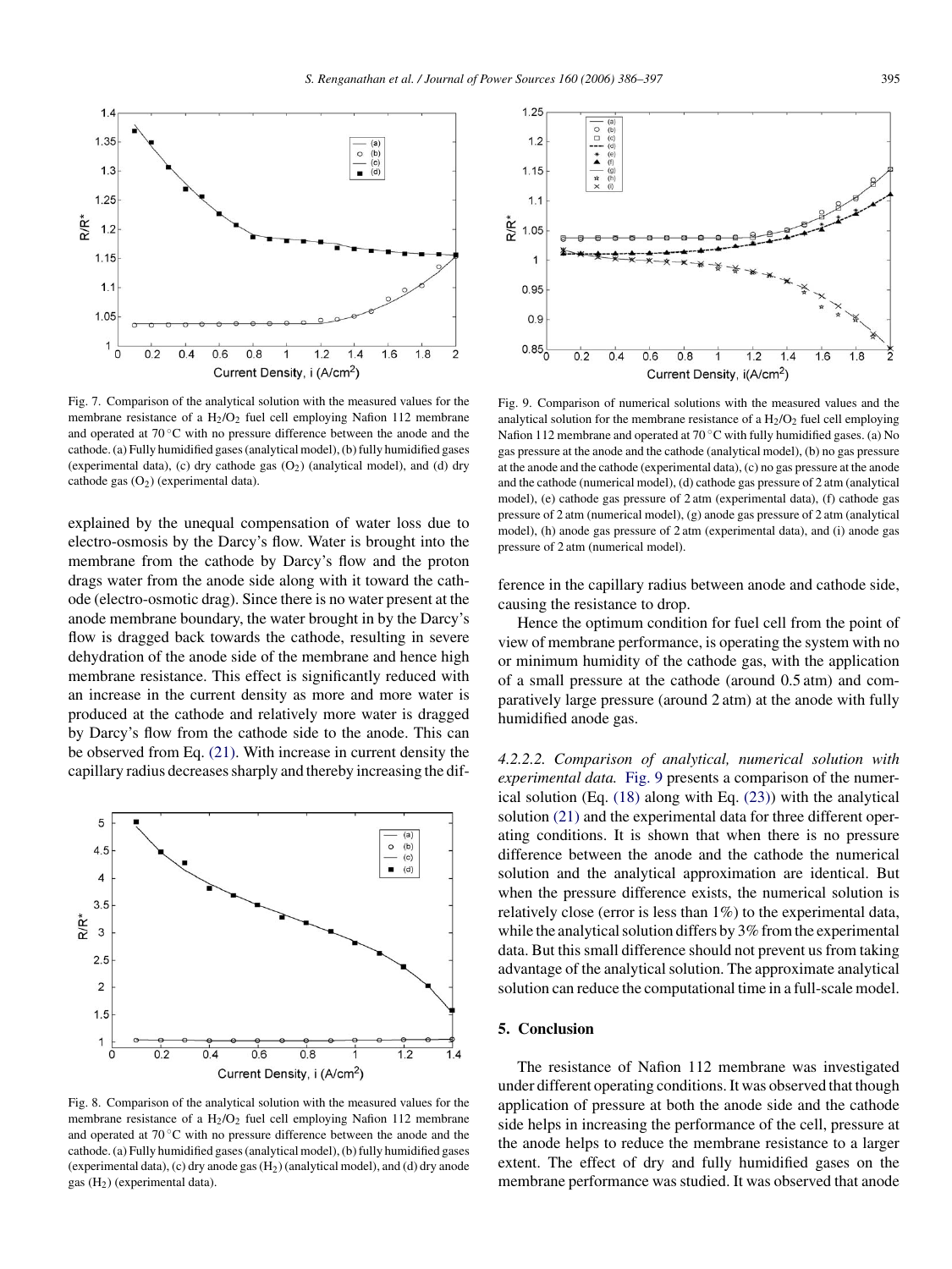Fig. 7. Comparison of the analytical solution with the measured values for the membrane resistance of a $H_2/O_2$ fuel cell employing Nafion 112 membrane and operated at 70 °C with no pressure difference between the anode and the cathode. (a) Fully humidified gases (analytical model), (b) fully humidified gases (experimental data), (c) dry cathode gas ($O_2$) (analytical model), and (d) dry cathode gas ($O_2$) (experimental data).

explained by the unequal compensation of water loss due to electro-osmosis by the Darcy's flow. Water is brought into the membrane from the cathode by Darcy's flow and the proton drags water from the anode side along with it toward the cathode (electro-osmotic drag). Since there is no water present at the anode membrane boundary, the water brought in by the Darcy's flow is dragged back towards the cathode, resulting in severe dehydration of the anode side of the membrane and hence high membrane resistance. This effect is significantly reduced with an increase in the current density as more and more water is produced at the cathode and relatively more water is dragged by Darcy's flow from the cathode side to the anode. This can be observed from Eq. (21). With increase in current density the capillary radius decreases sharply and thereby increasing the difference in the capillary radius between anode and cathode side, causing the resistance to drop.

Hence the optimum condition for fuel cell from the point of view of membrane performance, is operating the system with no or minimum humidity of the cathode gas, with the application of a small pressure at the cathode (around 0.5 atm) and comparatively large pressure (around 2 atm) at the anode with fully humidified anode gas.

Fig. 8. Comparison of the analytical solution with the measured values for the membrane resistance of a $H_2/O_2$ fuel cell employing Nafion 112 membrane and operated at 70 °C with no pressure difference between the anode and the cathode. (a) Fully humidified gases (analytical model), (b) fully humidified gases (experimental data), (c) dry anode gas ($H_2$) (analytical model), and (d) dry anode gas ($H_2$) (experimental data).

Fig. 9. Comparison of numerical solutions with the measured values and the analytical solution for the membrane resistance of a $H_2/O_2$ fuel cell employing Nafion 112 membrane and operated at 70 °C with fully humidified gases. (a) No gas pressure at the anode and the cathode (analytical model), (b) no gas pressure at the anode and the cathode (experimental data), (c) no gas pressure at the anode and the cathode (numerical model), (d) cathode gas pressure of 2 atm (analytical model), (e) cathode gas pressure of 2 atm (experimental data), (f) cathode gas pressure of 2 atm (numerical model), (g) anode gas pressure of 2 atm (analytical model), (h) anode gas pressure of 2 atm (experimental data), and (i) anode gas pressure of 2 atm (numerical model).

*4.2.2.2. Comparison of analytical, numerical solution with experimental data.* Fig. 9 presents a comparison of the numerical solution (Eq. (18) along with Eq. (23)) with the analytical solution (21) and the experimental data for three different operating conditions. It is shown that when there is no pressure difference between the anode and the cathode the numerical solution and the analytical approximation are identical. But when the pressure difference exists, the numerical solution is relatively close (error is less than 1%) to the experimental data, while the analytical solution differs by 3% from the experimental data. But this small difference should not prevent us from taking advantage of the analytical solution. The approximate analytical solution can reduce the computational time in a full-scale model.

## 5. Conclusion

The resistance of Nafion 112 membrane was investigated under different operating conditions. It was observed that though application of pressure at both the anode side and the cathode side helps in increasing the performance of the cell, pressure at the anode helps to reduce the membrane resistance to a larger extent. The effect of dry and fully humidified gases on the membrane performance was studied. It was observed that anode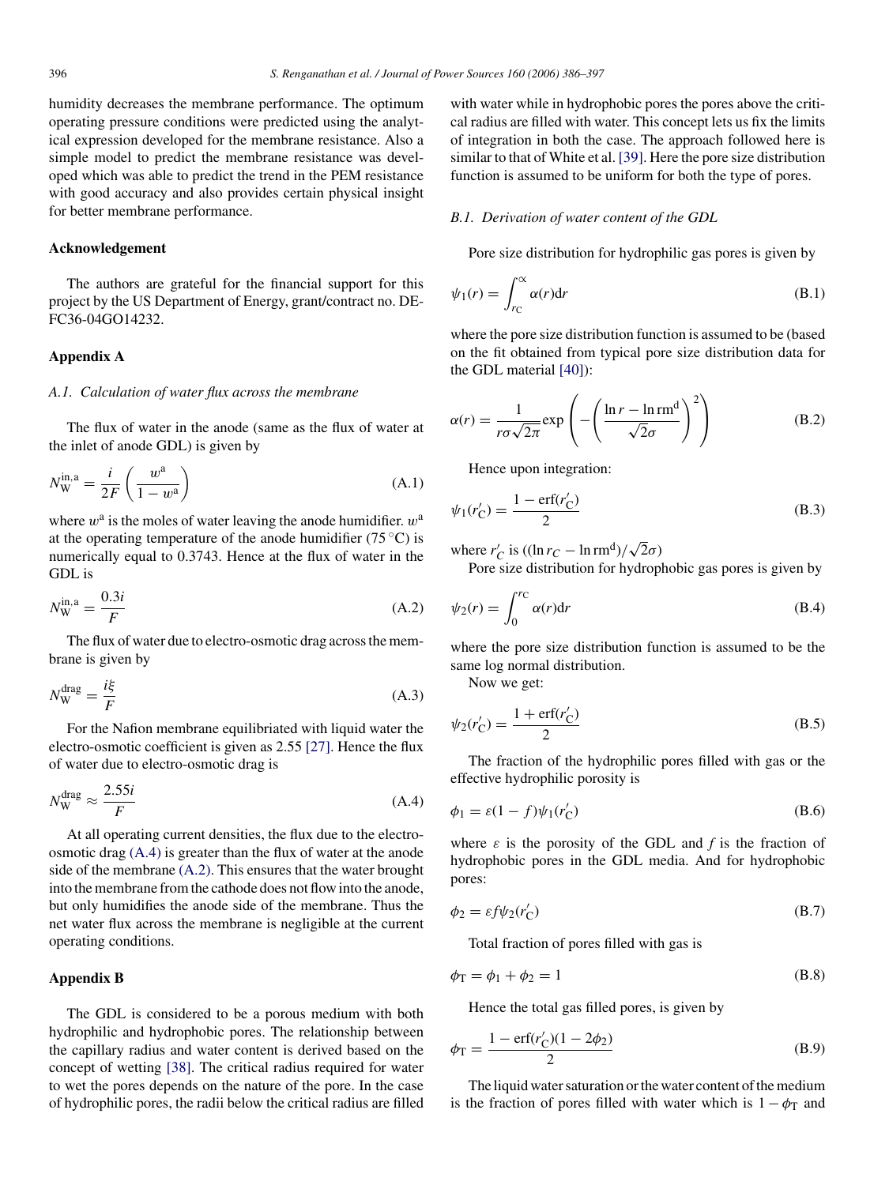humidity decreases the membrane performance. The optimum operating pressure conditions were predicted using the analytical expression developed for the membrane resistance. Also a simple model to predict the membrane resistance was developed which was able to predict the trend in the PEM resistance with good accuracy and also provides certain physical insight for better membrane performance.

## Acknowledgement

The authors are grateful for the financial support for this project by the US Department of Energy, grant/contract no. DE-FC36-04GO14232.

## Appendix A

### *A.1. Calculation of water flux across the membrane*

The flux of water in the anode (same as the flux of water at the inlet of anode GDL) is given by

$$N_{\mathrm{W}}^{\mathrm{in,a}} = \frac{i}{2F}\left(\frac{w^{\mathrm{a}}}{1-w^{\mathrm{a}}}\right) \tag{A.1}$$

where $w^{\mathrm{a}}$ is the moles of water leaving the anode humidifier. $w^{\mathrm{a}}$ at the operating temperature of the anode humidifier (75 °C) is numerically equal to 0.3743. Hence at the flux of water in the GDL is

$$N_{\mathrm{W}}^{\mathrm{in,a}} = \frac{0.3i}{F} \tag{A.2}$$

The flux of water due to electro-osmotic drag across the membrane is given by

$$N_{\mathrm{W}}^{\mathrm{drag}} = \frac{i\xi}{F} \tag{A.3}$$

For the Nafion membrane equilibriated with liquid water the electro-osmotic coefficient is given as 2.55 [27]. Hence the flux of water due to electro-osmotic drag is

$$N_{\mathrm{W}}^{\mathrm{drag}} \approx \frac{2.55i}{F} \tag{A.4}$$

At all operating current densities, the flux due to the electro-osmotic drag (A.4) is greater than the flux of water at the anode side of the membrane (A.2). This ensures that the water brought into the membrane from the cathode does not flow into the anode, but only humidifies the anode side of the membrane. Thus the net water flux across the membrane is negligible at the current operating conditions.

## Appendix B

The GDL is considered to be a porous medium with both hydrophilic and hydrophobic pores. The relationship between the capillary radius and water content is derived based on the concept of wetting [38]. The critical radius required for water to wet the pores depends on the nature of the pore. In the case of hydrophilic pores, the radii below the critical radius are filled with water while in hydrophobic pores the pores above the critical radius are filled with water. This concept lets us fix the limits of integration in both the case. The approach followed here is similar to that of White et al. [39]. Here the pore size distribution function is assumed to be uniform for both the type of pores.

### *B.1. Derivation of water content of the GDL*

Pore size distribution for hydrophilic gas pores is given by

$$\psi_1(r) = \int_{r_{\mathrm{C}}}^{\infty} \alpha(r)\mathrm{d}r \tag{B.1}$$

where the pore size distribution function is assumed to be (based on the fit obtained from typical pore size distribution data for the GDL material [40]):

$$\alpha(r) = \frac{1}{r\sigma\sqrt{2\pi}}\exp\left(-\left(\frac{\ln r - \ln \mathrm{rm}^{\mathrm{d}}}{\sqrt{2}\sigma}\right)^2\right) \tag{B.2}$$

Hence upon integration:

$$\psi_1(r_{\mathrm{C}}') = \frac{1-\mathrm{erf}(r_{\mathrm{C}}')}{2} \tag{B.3}$$

where $r_{C}'$ is $((\ln r_C - \ln \mathrm{rm}^{\mathrm{d}})/\sqrt{2}\sigma)$

Pore size distribution for hydrophobic gas pores is given by

$$\psi_2(r) = \int_{0}^{r_{\mathrm{C}}} \alpha(r)\mathrm{d}r \tag{B.4}$$

where the pore size distribution function is assumed to be the same log normal distribution.

Now we get:

$$\psi_2(r_{\mathrm{C}}') = \frac{1+\mathrm{erf}(r_{\mathrm{C}}')}{2} \tag{B.5}$$

The fraction of the hydrophilic pores filled with gas or the effective hydrophilic porosity is

$$\phi_1 = \varepsilon(1-f)\psi_1(r_{\mathrm{C}}') \tag{B.6}$$

where $\varepsilon$ is the porosity of the GDL and $f$ is the fraction of hydrophobic pores in the GDL media. And for hydrophobic pores:

$$\phi_2 = \varepsilon f \psi_2(r_{\mathrm{C}}') \tag{B.7}$$

Total fraction of pores filled with gas is

$$\phi_{\mathrm{T}} = \phi_1 + \phi_2 = 1 \tag{B.8}$$

Hence the total gas filled pores, is given by

$$\phi_{\mathrm{T}} = \frac{1-\mathrm{erf}(r_{\mathrm{C}}')(1-2\phi_2)}{2} \tag{B.9}$$

The liquid water saturation or the water content of the medium is the fraction of pores filled with water which is $1-\phi_{\mathrm{T}}$ and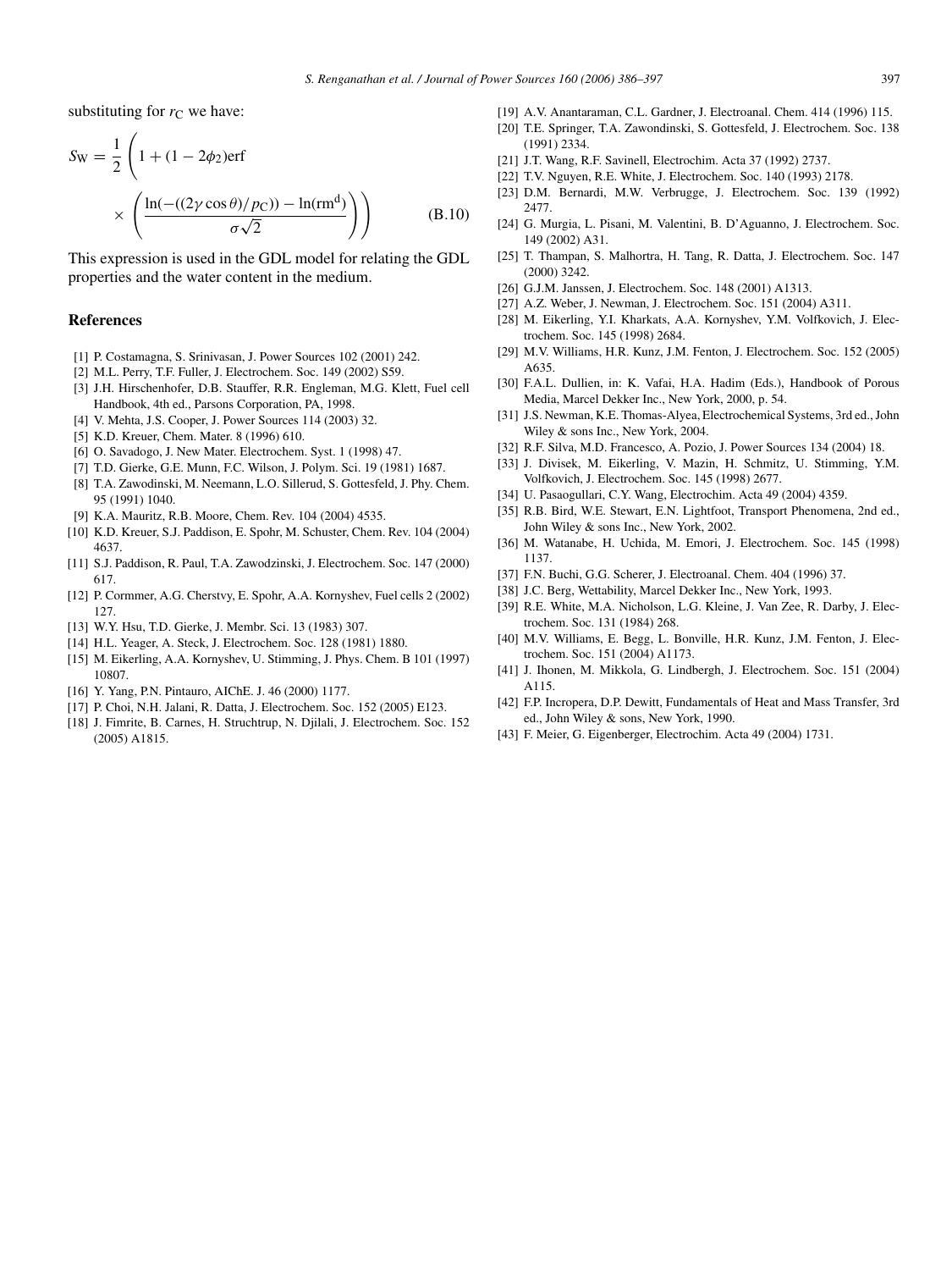substituting for $r_C$ we have:

$$S_W = \frac{1}{2}\left(1 + (1 - 2\phi_2)\mathrm{erf}\left(\frac{\ln(-((2\gamma\cos\theta)/p_C)) - \ln(\mathrm{rm}^{\mathrm{d}})}{\sigma\sqrt{2}}\right)\right) \quad \text{(B.10)}$$

This expression is used in the GDL model for relating the GDL properties and the water content in the medium.

## References

[1] P. Costamagna, S. Srinivasan, J. Power Sources 102 (2001) 242.
[2] M.L. Perry, T.F. Fuller, J. Electrochem. Soc. 149 (2002) S59.
[3] J.H. Hirschenhofer, D.B. Stauffer, R.R. Engleman, M.G. Klett, Fuel cell Handbook, 4th ed., Parsons Corporation, PA, 1998.
[4] V. Mehta, J.S. Cooper, J. Power Sources 114 (2003) 32.
[5] K.D. Kreuer, Chem. Mater. 8 (1996) 610.
[6] O. Savadogo, J. New Mater. Electrochem. Syst. 1 (1998) 47.
[7] T.D. Gierke, G.E. Munn, F.C. Wilson, J. Polym. Sci. 19 (1981) 1687.
[8] T.A. Zawodinski, M. Neemann, L.O. Sillerud, S. Gottesfeld, J. Phy. Chem. 95 (1991) 1040.
[9] K.A. Mauritz, R.B. Moore, Chem. Rev. 104 (2004) 4535.
[10] K.D. Kreuer, S.J. Paddison, E. Spohr, M. Schuster, Chem. Rev. 104 (2004) 4637.
[11] S.J. Paddison, R. Paul, T.A. Zawodzinski, J. Electrochem. Soc. 147 (2000) 617.
[12] P. Cormmer, A.G. Cherstvy, E. Spohr, A.A. Kornyshev, Fuel cells 2 (2002) 127.
[13] W.Y. Hsu, T.D. Gierke, J. Membr. Sci. 13 (1983) 307.
[14] H.L. Yeager, A. Steck, J. Electrochem. Soc. 128 (1981) 1880.
[15] M. Eikerling, A.A. Kornyshev, U. Stimming, J. Phys. Chem. B 101 (1997) 10807.
[16] Y. Yang, P.N. Pintauro, AIChE. J. 46 (2000) 1177.
[17] P. Choi, N.H. Jalani, R. Datta, J. Electrochem. Soc. 152 (2005) E123.
[18] J. Fimrite, B. Carnes, H. Struchtrup, N. Djilali, J. Electrochem. Soc. 152 (2005) A1815.
[19] A.V. Anantaraman, C.L. Gardner, J. Electroanal. Chem. 414 (1996) 115.
[20] T.E. Springer, T.A. Zawondinski, S. Gottesfeld, J. Electrochem. Soc. 138 (1991) 2334.
[21] J.T. Wang, R.F. Savinell, Electrochim. Acta 37 (1992) 2737.
[22] T.V. Nguyen, R.E. White, J. Electrochem. Soc. 140 (1993) 2178.
[23] D.M. Bernardi, M.W. Verbrugge, J. Electrochem. Soc. 139 (1992) 2477.
[24] G. Murgia, L. Pisani, M. Valentini, B. D'Aguanno, J. Electrochem. Soc. 149 (2002) A31.
[25] T. Thampan, S. Malhortra, H. Tang, R. Datta, J. Electrochem. Soc. 147 (2000) 3242.
[26] G.J.M. Janssen, J. Electrochem. Soc. 148 (2001) A1313.
[27] A.Z. Weber, J. Newman, J. Electrochem. Soc. 151 (2004) A311.
[28] M. Eikerling, Y.I. Kharkats, A.A. Kornyshev, Y.M. Volfkovich, J. Electrochem. Soc. 145 (1998) 2684.
[29] M.V. Williams, H.R. Kunz, J.M. Fenton, J. Electrochem. Soc. 152 (2005) A635.
[30] F.A.L. Dullien, in: K. Vafai, H.A. Hadim (Eds.), Handbook of Porous Media, Marcel Dekker Inc., New York, 2000, p. 54.
[31] J.S. Newman, K.E. Thomas-Alyea, Electrochemical Systems, 3rd ed., John Wiley & sons Inc., New York, 2004.
[32] R.F. Silva, M.D. Francesco, A. Pozio, J. Power Sources 134 (2004) 18.
[33] J. Divisek, M. Eikerling, V. Mazin, H. Schmitz, U. Stimming, Y.M. Volfkovich, J. Electrochem. Soc. 145 (1998) 2677.
[34] U. Pasaogullari, C.Y. Wang, Electrochim. Acta 49 (2004) 4359.
[35] R.B. Bird, W.E. Stewart, E.N. Lightfoot, Transport Phenomena, 2nd ed., John Wiley & sons Inc., New York, 2002.
[36] M. Watanabe, H. Uchida, M. Emori, J. Electrochem. Soc. 145 (1998) 1137.
[37] F.N. Buchi, G.G. Scherer, J. Electroanal. Chem. 404 (1996) 37.
[38] J.C. Berg, Wettability, Marcel Dekker Inc., New York, 1993.
[39] R.E. White, M.A. Nicholson, L.G. Kleine, J. Van Zee, R. Darby, J. Electrochem. Soc. 131 (1984) 268.
[40] M.V. Williams, E. Begg, L. Bonville, H.R. Kunz, J.M. Fenton, J. Electrochem. Soc. 151 (2004) A1173.
[41] J. Ihonen, M. Mikkola, G. Lindbergh, J. Electrochem. Soc. 151 (2004) A115.
[42] F.P. Incropera, D.P. Dewitt, Fundamentals of Heat and Mass Transfer, 3rd ed., John Wiley & sons, New York, 1990.
[43] F. Meier, G. Eigenberger, Electrochim. Acta 49 (2004) 1731.